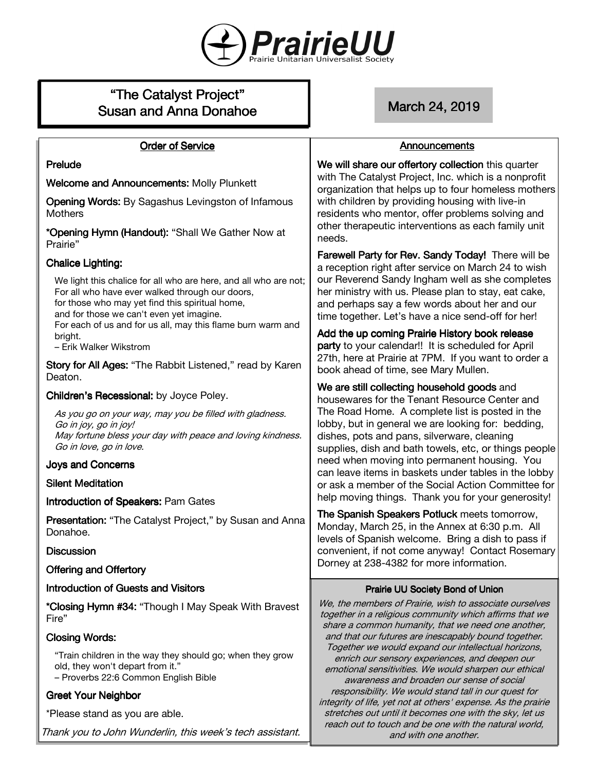# PrairieUU

Prairie Unitarian Universalist Society

## "The Catalyst Project"
## Susan and Anna Donahoe

**March 24, 2019**

### Order of Service

**Prelude**

**Welcome and Announcements:** Molly Plunkett

**Opening Words:** By Sagashus Levingston of Infamous Mothers

**\*Opening Hymn (Handout):** "Shall We Gather Now at Prairie"

**Chalice Lighting:**

We light this chalice for all who are here, and all who are not;
For all who have ever walked through our doors,
for those who may yet find this spiritual home,
and for those we can't even yet imagine.
For each of us and for us all, may this flame burn warm and bright.
– Erik Walker Wikstrom

**Story for All Ages:** "The Rabbit Listened," read by Karen Deaton.

**Children's Recessional:** by Joyce Poley.

*As you go on your way, may you be filled with gladness.*
*Go in joy, go in joy!*
*May fortune bless your day with peace and loving kindness.*
*Go in love, go in love.*

**Joys and Concerns**

**Silent Meditation**

**Introduction of Speakers:** Pam Gates

**Presentation:** "The Catalyst Project," by Susan and Anna Donahoe.

**Discussion**

**Offering and Offertory**

**Introduction of Guests and Visitors**

**\*Closing Hymn #34:** "Though I May Speak With Bravest Fire"

**Closing Words:**

"Train children in the way they should go; when they grow old, they won't depart from it."
– Proverbs 22:6 Common English Bible

**Greet Your Neighbor**

\*Please stand as you are able.

*Thank you to John Wunderlin, this week's tech assistant.*

### Announcements

**We will share our offertory collection** this quarter with The Catalyst Project, Inc. which is a nonprofit organization that helps up to four homeless mothers with children by providing housing with live-in residents who mentor, offer problems solving and other therapeutic interventions as each family unit needs.

**Farewell Party for Rev. Sandy Today!** There will be a reception right after service on March 24 to wish our Reverend Sandy Ingham well as she completes her ministry with us. Please plan to stay, eat cake, and perhaps say a few words about her and our time together. Let's have a nice send-off for her!

**Add the up coming Prairie History book release party** to your calendar!! It is scheduled for April 27th, here at Prairie at 7PM. If you want to order a book ahead of time, see Mary Mullen.

**We are still collecting household goods** and housewares for the Tenant Resource Center and The Road Home. A complete list is posted in the lobby, but in general we are looking for: bedding, dishes, pots and pans, silverware, cleaning supplies, dish and bath towels, etc, or things people need when moving into permanent housing. You can leave items in baskets under tables in the lobby or ask a member of the Social Action Committee for help moving things. Thank you for your generosity!

**The Spanish Speakers Potluck** meets tomorrow, Monday, March 25, in the Annex at 6:30 p.m. All levels of Spanish welcome. Bring a dish to pass if convenient, if not come anyway! Contact Rosemary Dorney at 238-4382 for more information.

### Prairie UU Society Bond of Union

*We, the members of Prairie, wish to associate ourselves together in a religious community which affirms that we share a common humanity, that we need one another, and that our futures are inescapably bound together. Together we would expand our intellectual horizons, enrich our sensory experiences, and deepen our emotional sensitivities. We would sharpen our ethical awareness and broaden our sense of social responsibility. We would stand tall in our quest for integrity of life, yet not at others' expense. As the prairie stretches out until it becomes one with the sky, let us reach out to touch and be one with the natural world, and with one another.*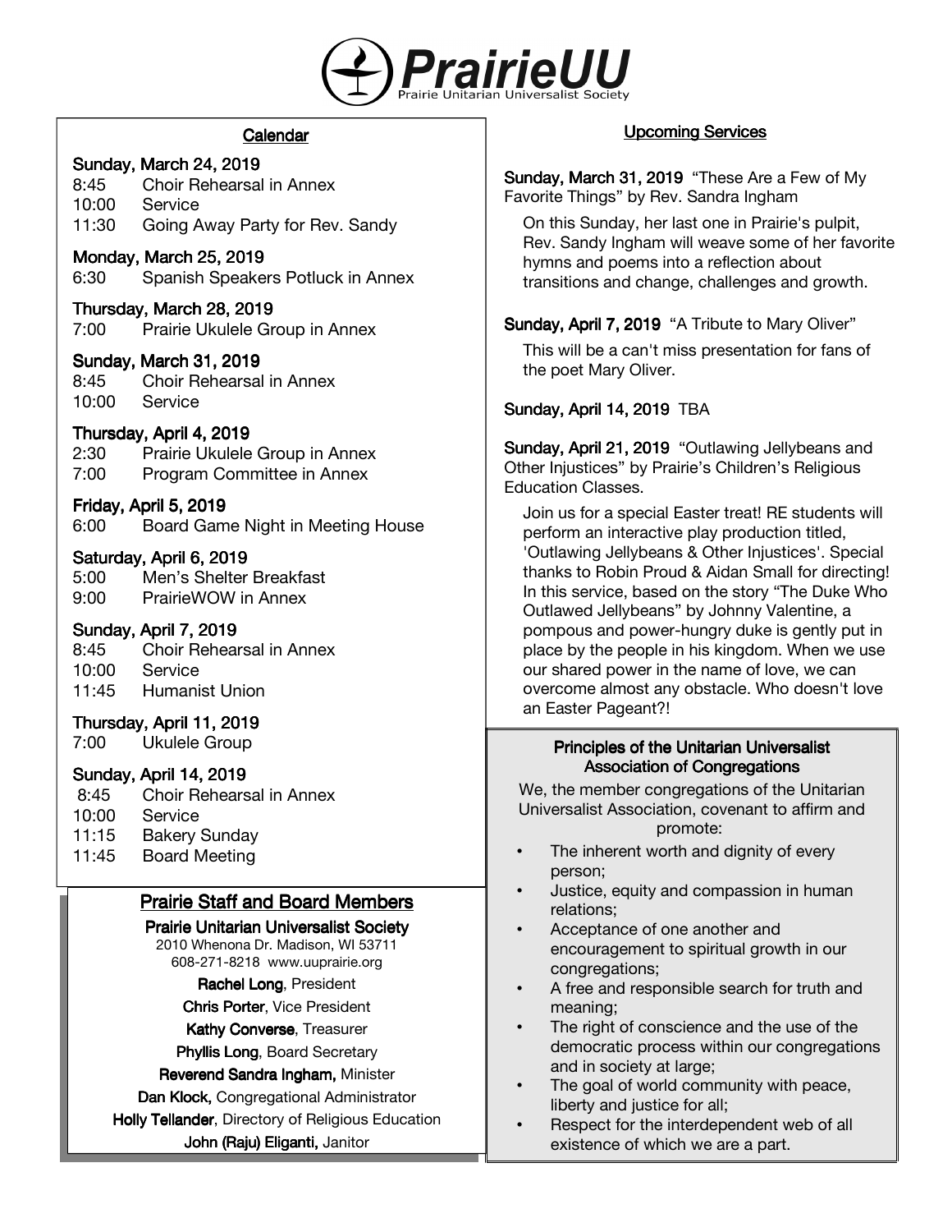# PrairieUU

Prairie Unitarian Universalist Society

## Calendar

**Sunday, March 24, 2019**
8:45 Choir Rehearsal in Annex
10:00 Service
11:30 Going Away Party for Rev. Sandy

**Monday, March 25, 2019**
6:30 Spanish Speakers Potluck in Annex

**Thursday, March 28, 2019**
7:00 Prairie Ukulele Group in Annex

**Sunday, March 31, 2019**
8:45 Choir Rehearsal in Annex
10:00 Service

**Thursday, April 4, 2019**
2:30 Prairie Ukulele Group in Annex
7:00 Program Committee in Annex

**Friday, April 5, 2019**
6:00 Board Game Night in Meeting House

**Saturday, April 6, 2019**
5:00 Men's Shelter Breakfast
9:00 PrairieWOW in Annex

**Sunday, April 7, 2019**
8:45 Choir Rehearsal in Annex
10:00 Service
11:45 Humanist Union

**Thursday, April 11, 2019**
7:00 Ukulele Group

**Sunday, April 14, 2019**
8:45 Choir Rehearsal in Annex
10:00 Service
11:15 Bakery Sunday
11:45 Board Meeting

## Prairie Staff and Board Members

**Prairie Unitarian Universalist Society**
2010 Whenona Dr. Madison, WI 53711
608-271-8218 www.uuprairie.org

**Rachel Long**, President
**Chris Porter**, Vice President
**Kathy Converse**, Treasurer
**Phyllis Long**, Board Secretary
**Reverend Sandra Ingham,** Minister
**Dan Klock,** Congregational Administrator
**Holly Tellander**, Directory of Religious Education
**John (Raju) Eliganti,** Janitor

## Upcoming Services

**Sunday, March 31, 2019** "These Are a Few of My Favorite Things" by Rev. Sandra Ingham

On this Sunday, her last one in Prairie's pulpit, Rev. Sandy Ingham will weave some of her favorite hymns and poems into a reflection about transitions and change, challenges and growth.

**Sunday, April 7, 2019** "A Tribute to Mary Oliver"

This will be a can't miss presentation for fans of the poet Mary Oliver.

**Sunday, April 14, 2019** TBA

**Sunday, April 21, 2019** "Outlawing Jellybeans and Other Injustices" by Prairie's Children's Religious Education Classes.

Join us for a special Easter treat! RE students will perform an interactive play production titled, 'Outlawing Jellybeans & Other Injustices'. Special thanks to Robin Proud & Aidan Small for directing! In this service, based on the story "The Duke Who Outlawed Jellybeans" by Johnny Valentine, a pompous and power-hungry duke is gently put in place by the people in his kingdom. When we use our shared power in the name of love, we can overcome almost any obstacle. Who doesn't love an Easter Pageant?!

## Principles of the Unitarian Universalist Association of Congregations

We, the member congregations of the Unitarian Universalist Association, covenant to affirm and promote:

- The inherent worth and dignity of every person;
- Justice, equity and compassion in human relations;
- Acceptance of one another and encouragement to spiritual growth in our congregations;
- A free and responsible search for truth and meaning;
- The right of conscience and the use of the democratic process within our congregations and in society at large;
- The goal of world community with peace, liberty and justice for all;
- Respect for the interdependent web of all existence of which we are a part.